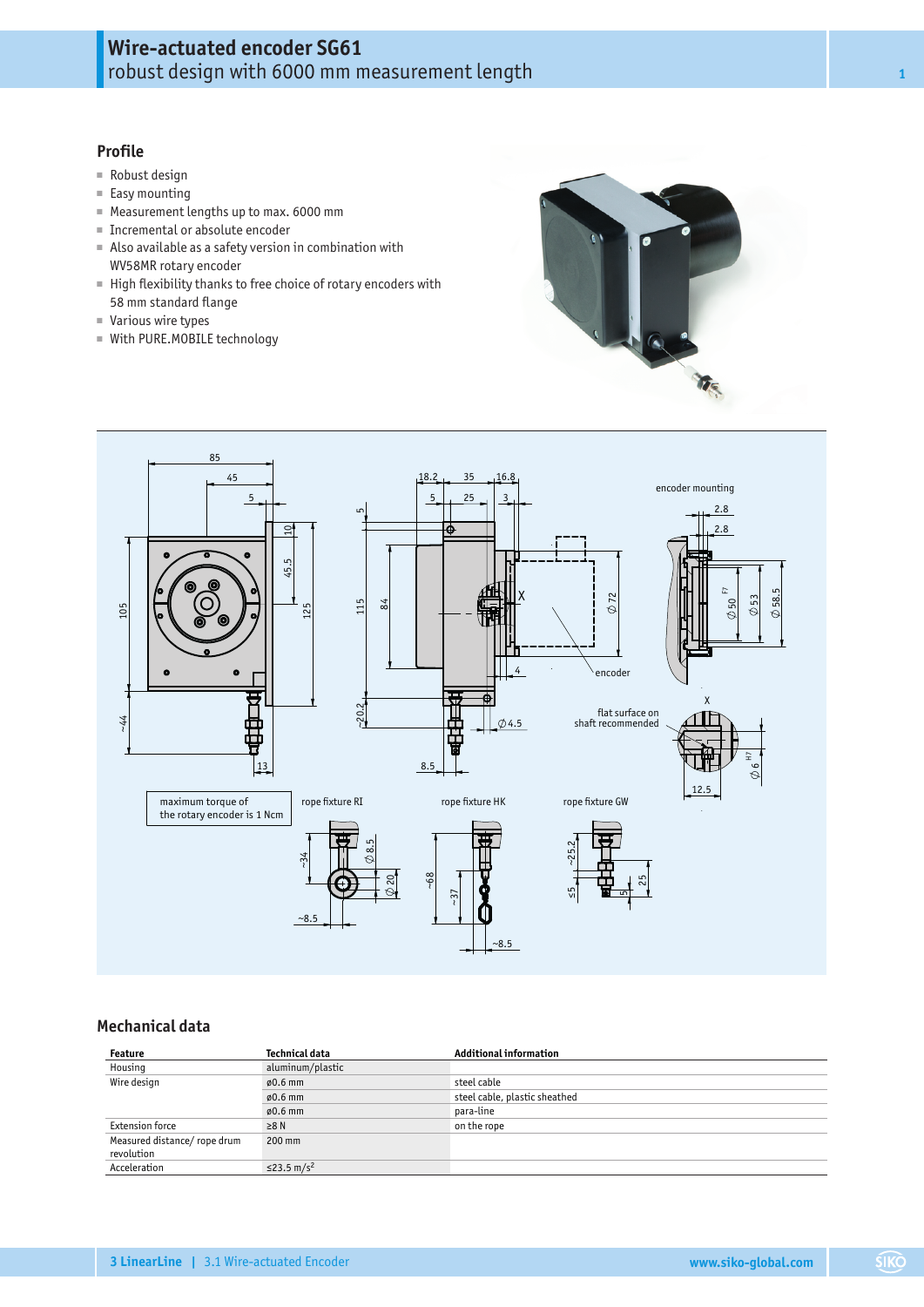# Wire-actuated encoder SG61

robust design with 6000 mm measurement length

## Profile

- Robust design
- Easy mounting
- Measurement lengths up to max. 6000 mm
- Incremental or absolute encoder
- Also available as a safety version in combination with WV58MR rotary encoder
- High flexibility thanks to free choice of rotary encoders with 58 mm standard flange
- Various wire types
- With PURE.MOBILE technology

maximum torque of the rotary encoder is 1 Ncm

## Mechanical data

| Feature | Technical data | Additional information |
|---|---|---|
| Housing | aluminum/plastic | |
| Wire design | ø0.6 mm | steel cable |
| | ø0.6 mm | steel cable, plastic sheathed |
| | ø0.6 mm | para-line |
| Extension force | ≥8 N | on the rope |
| Measured distance/ rope drum revolution | 200 mm | |
| Acceleration | ≤23.5 m/s² | |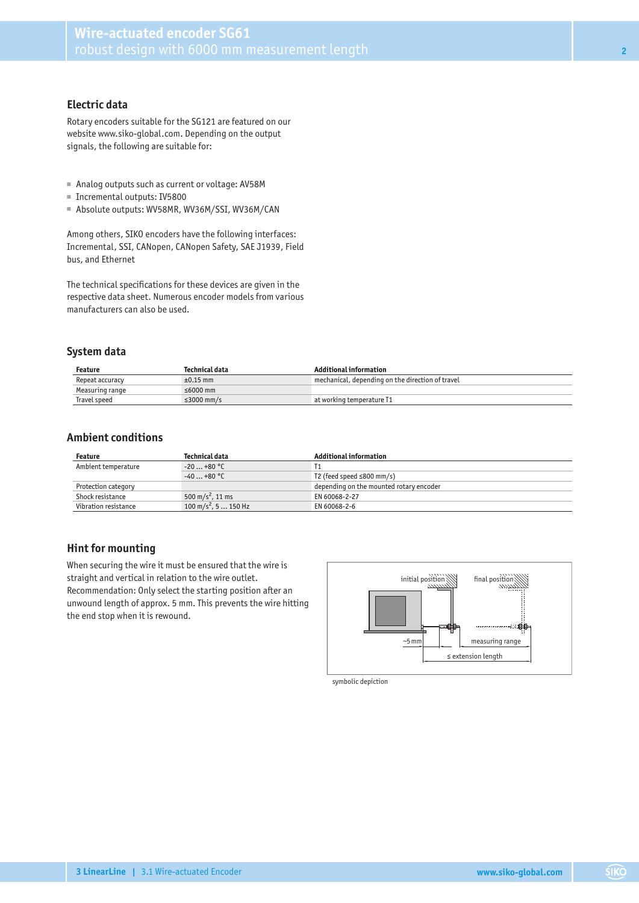## Electric data

Rotary encoders suitable for the SG121 are featured on our website www.siko-global.com. Depending on the output signals, the following are suitable for:

- Analog outputs such as current or voltage: AV58M
- Incremental outputs: IV5800
- Absolute outputs: WV58MR, WV36M/SSI, WV36M/CAN

Among others, SIKO encoders have the following interfaces: Incremental, SSI, CANopen, CANopen Safety, SAE J1939, Field bus, and Ethernet

The technical specifications for these devices are given in the respective data sheet. Numerous encoder models from various manufacturers can also be used.

## System data

| Feature | Technical data | Additional information |
|---|---|---|
| Repeat accuracy | ±0.15 mm | mechanical, depending on the direction of travel |
| Measuring range | ≤6000 mm | |
| Travel speed | ≤3000 mm/s | at working temperature T1 |

## Ambient conditions

| Feature | Technical data | Additional information |
|---|---|---|
| Ambient temperature | -20 … +80 °C | T1 |
| | -40 … +80 °C | T2 (feed speed ≤800 mm/s) |
| Protection category | | depending on the mounted rotary encoder |
| Shock resistance | 500 m/s², 11 ms | EN 60068-2-27 |
| Vibration resistance | 100 m/s², 5 … 150 Hz | EN 60068-2-6 |

## Hint for mounting

When securing the wire it must be ensured that the wire is straight and vertical in relation to the wire outlet. Recommendation: Only select the starting position after an unwound length of approx. 5 mm. This prevents the wire hitting the end stop when it is rewound.

initial position — final position — ~5 mm — measuring range — ≤ extension length

symbolic depiction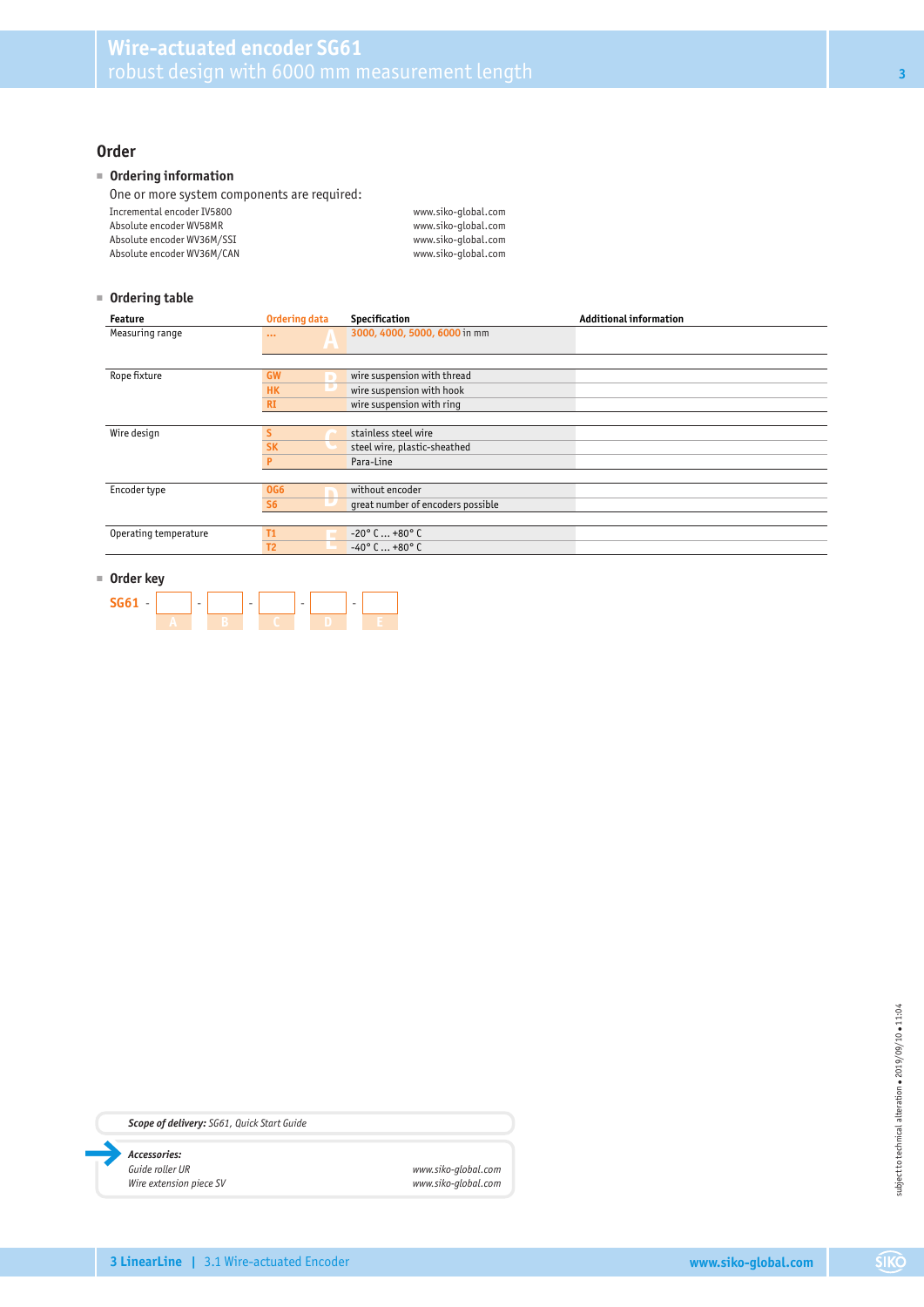## Order

### Ordering information

One or more system components are required:

| | |
|---|---|
| Incremental encoder IV5800 | www.siko-global.com |
| Absolute encoder WV58MR | www.siko-global.com |
| Absolute encoder WV36M/SSI | www.siko-global.com |
| Absolute encoder WV36M/CAN | www.siko-global.com |

### Ordering table

| Feature | Ordering data | | Specification | Additional information |
|---|---|---|---|---|
| Measuring range | ... | A | 3000, 4000, 5000, 6000 in mm | |
| Rope fixture | GW | B | wire suspension with thread | |
| | HK | | wire suspension with hook | |
| | RI | | wire suspension with ring | |
| Wire design | S | C | stainless steel wire | |
| | SK | | steel wire, plastic-sheathed | |
| | P | | Para-Line | |
| Encoder type | 0G6 | D | without encoder | |
| | S6 | | great number of encoders possible | |
| Operating temperature | T1 | E | -20° C ... +80° C | |
| | T2 | | -40° C ... +80° C | |

### Order key

SG61 - [ ] - [ ] - [ ] - [ ] - [ ]
A B C D E

***Scope of delivery:*** *SG61, Quick Start Guide*

***Accessories:***

| | |
|---|---|
| *Guide roller UR* | *www.siko-global.com* |
| *Wire extension piece SV* | *www.siko-global.com* |

subject to technical alteration • 2019/09/10 • 11:04